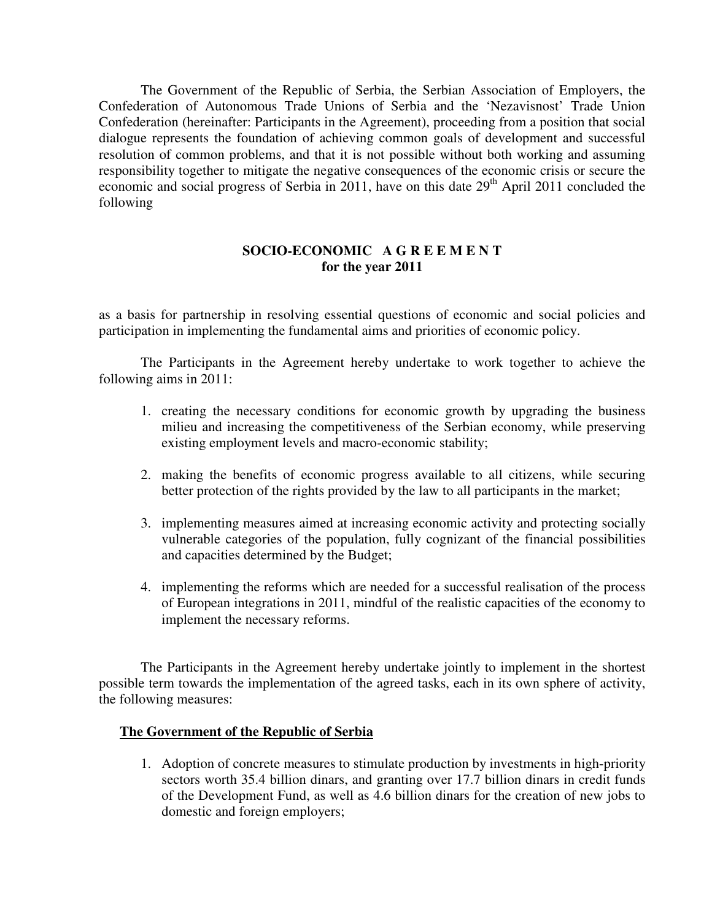The Government of the Republic of Serbia, the Serbian Association of Employers, the Confederation of Autonomous Trade Unions of Serbia and the 'Nezavisnost' Trade Union Confederation (hereinafter: Participants in the Agreement), proceeding from a position that social dialogue represents the foundation of achieving common goals of development and successful resolution of common problems, and that it is not possible without both working and assuming responsibility together to mitigate the negative consequences of the economic crisis or secure the economic and social progress of Serbia in 2011, have on this date 29th April 2011 concluded the following

## SOCIO-ECONOMIC A G R E E M E N T
## for the year 2011

as a basis for partnership in resolving essential questions of economic and social policies and participation in implementing the fundamental aims and priorities of economic policy.

The Participants in the Agreement hereby undertake to work together to achieve the following aims in 2011:

1. creating the necessary conditions for economic growth by upgrading the business milieu and increasing the competitiveness of the Serbian economy, while preserving existing employment levels and macro-economic stability;

2. making the benefits of economic progress available to all citizens, while securing better protection of the rights provided by the law to all participants in the market;

3. implementing measures aimed at increasing economic activity and protecting socially vulnerable categories of the population, fully cognizant of the financial possibilities and capacities determined by the Budget;

4. implementing the reforms which are needed for a successful realisation of the process of European integrations in 2011, mindful of the realistic capacities of the economy to implement the necessary reforms.

The Participants in the Agreement hereby undertake jointly to implement in the shortest possible term towards the implementation of the agreed tasks, each in its own sphere of activity, the following measures:

**The Government of the Republic of Serbia**

1. Adoption of concrete measures to stimulate production by investments in high-priority sectors worth 35.4 billion dinars, and granting over 17.7 billion dinars in credit funds of the Development Fund, as well as 4.6 billion dinars for the creation of new jobs to domestic and foreign employers;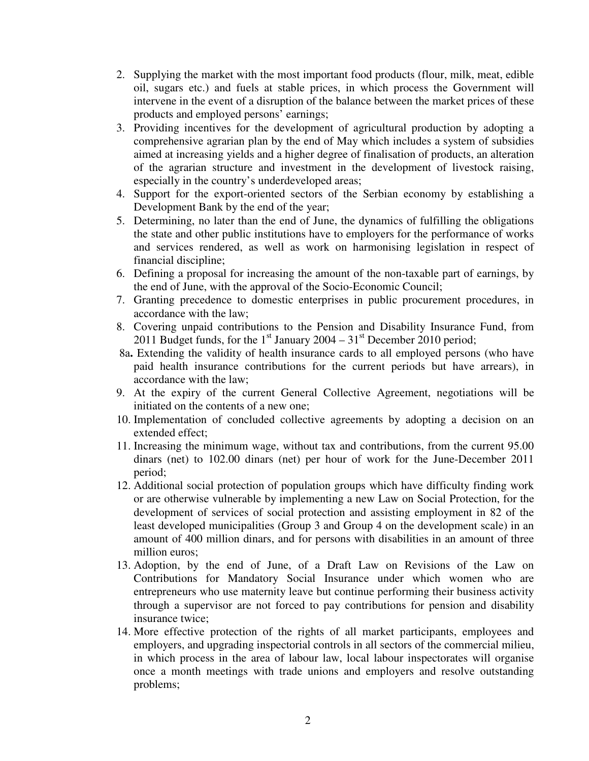2. Supplying the market with the most important food products (flour, milk, meat, edible oil, sugars etc.) and fuels at stable prices, in which process the Government will intervene in the event of a disruption of the balance between the market prices of these products and employed persons' earnings;
3. Providing incentives for the development of agricultural production by adopting a comprehensive agrarian plan by the end of May which includes a system of subsidies aimed at increasing yields and a higher degree of finalisation of products, an alteration of the agrarian structure and investment in the development of livestock raising, especially in the country's underdeveloped areas;
4. Support for the export-oriented sectors of the Serbian economy by establishing a Development Bank by the end of the year;
5. Determining, no later than the end of June, the dynamics of fulfilling the obligations the state and other public institutions have to employers for the performance of works and services rendered, as well as work on harmonising legislation in respect of financial discipline;
6. Defining a proposal for increasing the amount of the non-taxable part of earnings, by the end of June, with the approval of the Socio-Economic Council;
7. Granting precedence to domestic enterprises in public procurement procedures, in accordance with the law;
8. Covering unpaid contributions to the Pension and Disability Insurance Fund, from 2011 Budget funds, for the 1st January 2004 – 31st December 2010 period;

8a**.** Extending the validity of health insurance cards to all employed persons (who have paid health insurance contributions for the current periods but have arrears), in accordance with the law;

9. At the expiry of the current General Collective Agreement, negotiations will be initiated on the contents of a new one;
10. Implementation of concluded collective agreements by adopting a decision on an extended effect;
11. Increasing the minimum wage, without tax and contributions, from the current 95.00 dinars (net) to 102.00 dinars (net) per hour of work for the June-December 2011 period;
12. Additional social protection of population groups which have difficulty finding work or are otherwise vulnerable by implementing a new Law on Social Protection, for the development of services of social protection and assisting employment in 82 of the least developed municipalities (Group 3 and Group 4 on the development scale) in an amount of 400 million dinars, and for persons with disabilities in an amount of three million euros;
13. Adoption, by the end of June, of a Draft Law on Revisions of the Law on Contributions for Mandatory Social Insurance under which women who are entrepreneurs who use maternity leave but continue performing their business activity through a supervisor are not forced to pay contributions for pension and disability insurance twice;
14. More effective protection of the rights of all market participants, employees and employers, and upgrading inspectorial controls in all sectors of the commercial milieu, in which process in the area of labour law, local labour inspectorates will organise once a month meetings with trade unions and employers and resolve outstanding problems;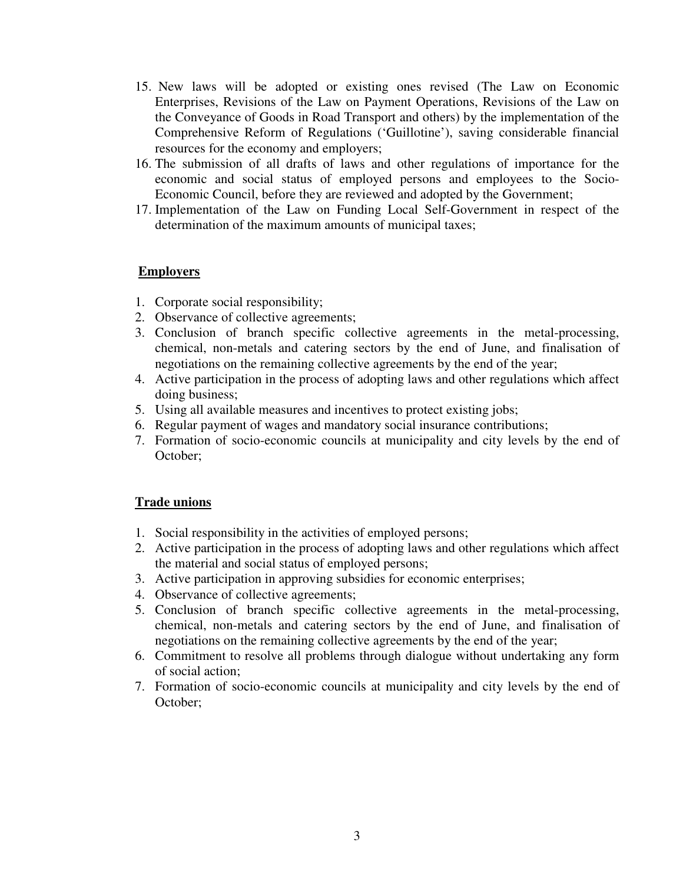15. New laws will be adopted or existing ones revised (The Law on Economic Enterprises, Revisions of the Law on Payment Operations, Revisions of the Law on the Conveyance of Goods in Road Transport and others) by the implementation of the Comprehensive Reform of Regulations ('Guillotine'), saving considerable financial resources for the economy and employers;
16. The submission of all drafts of laws and other regulations of importance for the economic and social status of employed persons and employees to the Socio-Economic Council, before they are reviewed and adopted by the Government;
17. Implementation of the Law on Funding Local Self-Government in respect of the determination of the maximum amounts of municipal taxes;

**Employers**

1. Corporate social responsibility;
2. Observance of collective agreements;
3. Conclusion of branch specific collective agreements in the metal-processing, chemical, non-metals and catering sectors by the end of June, and finalisation of negotiations on the remaining collective agreements by the end of the year;
4. Active participation in the process of adopting laws and other regulations which affect doing business;
5. Using all available measures and incentives to protect existing jobs;
6. Regular payment of wages and mandatory social insurance contributions;
7. Formation of socio-economic councils at municipality and city levels by the end of October;

**Trade unions**

1. Social responsibility in the activities of employed persons;
2. Active participation in the process of adopting laws and other regulations which affect the material and social status of employed persons;
3. Active participation in approving subsidies for economic enterprises;
4. Observance of collective agreements;
5. Conclusion of branch specific collective agreements in the metal-processing, chemical, non-metals and catering sectors by the end of June, and finalisation of negotiations on the remaining collective agreements by the end of the year;
6. Commitment to resolve all problems through dialogue without undertaking any form of social action;
7. Formation of socio-economic councils at municipality and city levels by the end of October;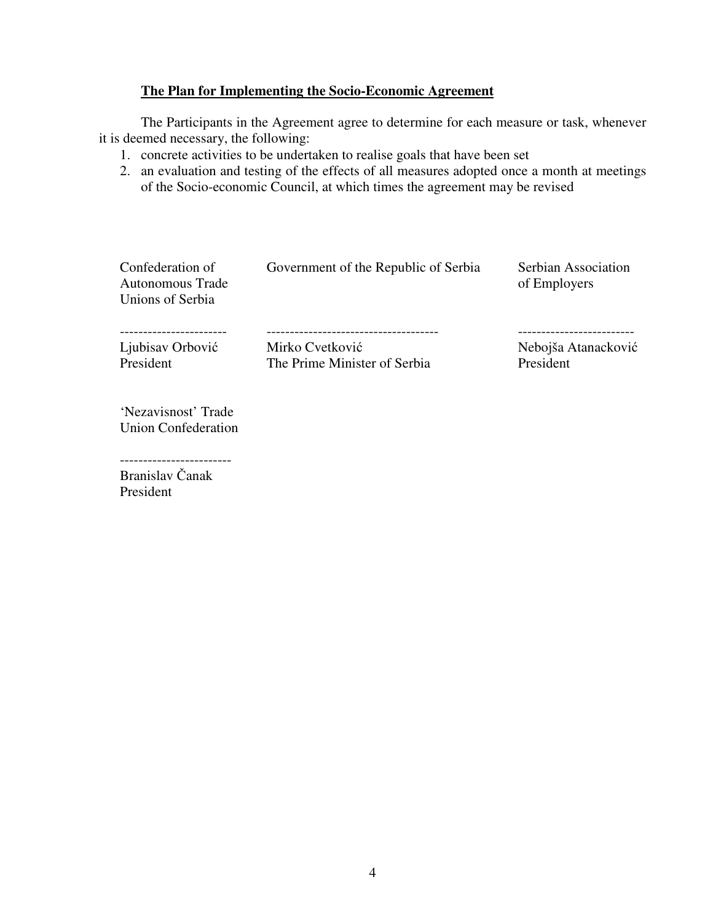**The Plan for Implementing the Socio-Economic Agreement**

The Participants in the Agreement agree to determine for each measure or task, whenever it is deemed necessary, the following:

1. concrete activities to be undertaken to realise goals that have been set
2. an evaluation and testing of the effects of all measures adopted once a month at meetings of the Socio-economic Council, at which times the agreement may be revised

| | | |
|---|---|---|
| Confederation of Autonomous Trade Unions of Serbia | Government of the Republic of Serbia | Serbian Association of Employers |
| ----------------------- | ------------------------------------- | ------------------------- |
| Ljubisav Orbović<br>President | Mirko Cvetković<br>The Prime Minister of Serbia | Nebojša Atanacković<br>President |

'Nezavisnost' Trade Union Confederation

------------------------

Branislav Čanak
President